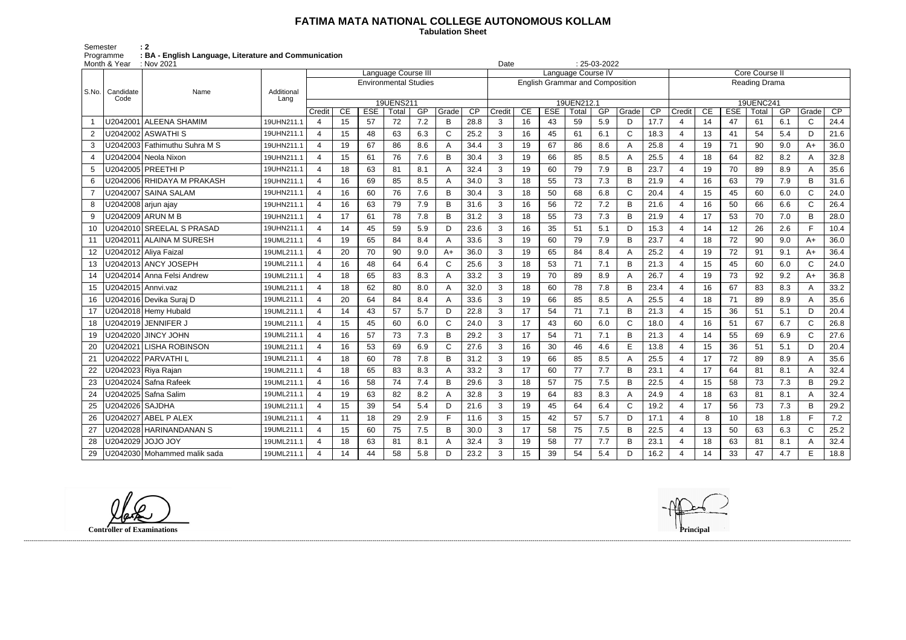# FATIMA MATA NATIONAL COLLEGE AUTONOMOUS KOLLAM

**Tabulation Sheet**

Semester : 2
Programme : BA - English Language, Literature and Communication
Month & Year : Nov 2021 Date : 25-03-2022

| S.No. | Candidate Code | Name | Additional Lang | Language Course III | | | | | | | Language Course IV | | | | | | | Core Course II | | | | | | |
|---|---|---|---|---|---|---|---|---|---|---|---|---|---|---|---|---|---|---|---|---|---|---|---|---|
| | | | | Environmental Studies | | | | | | | English Grammar and Composition | | | | | | | Reading Drama | | | | | | |
| | | | | 19UENS211 | | | | | | | 19UEN212.1 | | | | | | | 19UENC241 | | | | | | |
| | | | | Credit | CE | ESE | Total | GP | Grade | CP | Credit | CE | ESE | Total | GP | Grade | CP | Credit | CE | ESE | Total | GP | Grade | CP |
| 1 | U2042001 | ALEENA SHAMIM | 19UHN211.1 | 4 | 15 | 57 | 72 | 7.2 | B | 28.8 | 3 | 16 | 43 | 59 | 5.9 | D | 17.7 | 4 | 14 | 47 | 61 | 6.1 | C | 24.4 |
| 2 | U2042002 | ASWATHI S | 19UHN211.1 | 4 | 15 | 48 | 63 | 6.3 | C | 25.2 | 3 | 16 | 45 | 61 | 6.1 | C | 18.3 | 4 | 13 | 41 | 54 | 5.4 | D | 21.6 |
| 3 | U2042003 | Fathimuthu Suhra M S | 19UHN211.1 | 4 | 19 | 67 | 86 | 8.6 | A | 34.4 | 3 | 19 | 67 | 86 | 8.6 | A | 25.8 | 4 | 19 | 71 | 90 | 9.0 | A+ | 36.0 |
| 4 | U2042004 | Neola Nixon | 19UHN211.1 | 4 | 15 | 61 | 76 | 7.6 | B | 30.4 | 3 | 19 | 66 | 85 | 8.5 | A | 25.5 | 4 | 18 | 64 | 82 | 8.2 | A | 32.8 |
| 5 | U2042005 | PREETHI P | 19UHN211.1 | 4 | 18 | 63 | 81 | 8.1 | A | 32.4 | 3 | 19 | 60 | 79 | 7.9 | B | 23.7 | 4 | 19 | 70 | 89 | 8.9 | A | 35.6 |
| 6 | U2042006 | RHIDAYA M PRAKASH | 19UHN211.1 | 4 | 16 | 69 | 85 | 8.5 | A | 34.0 | 3 | 18 | 55 | 73 | 7.3 | B | 21.9 | 4 | 16 | 63 | 79 | 7.9 | B | 31.6 |
| 7 | U2042007 | SAINA SALAM | 19UHN211.1 | 4 | 16 | 60 | 76 | 7.6 | B | 30.4 | 3 | 18 | 50 | 68 | 6.8 | C | 20.4 | 4 | 15 | 45 | 60 | 6.0 | C | 24.0 |
| 8 | U2042008 | arjun ajay | 19UHN211.1 | 4 | 16 | 63 | 79 | 7.9 | B | 31.6 | 3 | 16 | 56 | 72 | 7.2 | B | 21.6 | 4 | 16 | 50 | 66 | 6.6 | C | 26.4 |
| 9 | U2042009 | ARUN M B | 19UHN211.1 | 4 | 17 | 61 | 78 | 7.8 | B | 31.2 | 3 | 18 | 55 | 73 | 7.3 | B | 21.9 | 4 | 17 | 53 | 70 | 7.0 | B | 28.0 |
| 10 | U2042010 | SREELAL S PRASAD | 19UHN211.1 | 4 | 14 | 45 | 59 | 5.9 | D | 23.6 | 3 | 16 | 35 | 51 | 5.1 | D | 15.3 | 4 | 14 | 12 | 26 | 2.6 | F | 10.4 |
| 11 | U2042011 | ALAINA M SURESH | 19UML211.1 | 4 | 19 | 65 | 84 | 8.4 | A | 33.6 | 3 | 19 | 60 | 79 | 7.9 | B | 23.7 | 4 | 18 | 72 | 90 | 9.0 | A+ | 36.0 |
| 12 | U2042012 | Aliya Faizal | 19UML211.1 | 4 | 20 | 70 | 90 | 9.0 | A+ | 36.0 | 3 | 19 | 65 | 84 | 8.4 | A | 25.2 | 4 | 19 | 72 | 91 | 9.1 | A+ | 36.4 |
| 13 | U2042013 | ANCY JOSEPH | 19UML211.1 | 4 | 16 | 48 | 64 | 6.4 | C | 25.6 | 3 | 18 | 53 | 71 | 7.1 | B | 21.3 | 4 | 15 | 45 | 60 | 6.0 | C | 24.0 |
| 14 | U2042014 | Anna Felsi Andrew | 19UML211.1 | 4 | 18 | 65 | 83 | 8.3 | A | 33.2 | 3 | 19 | 70 | 89 | 8.9 | A | 26.7 | 4 | 19 | 73 | 92 | 9.2 | A+ | 36.8 |
| 15 | U2042015 | Annvi.vaz | 19UML211.1 | 4 | 18 | 62 | 80 | 8.0 | A | 32.0 | 3 | 18 | 60 | 78 | 7.8 | B | 23.4 | 4 | 16 | 67 | 83 | 8.3 | A | 33.2 |
| 16 | U2042016 | Devika Suraj D | 19UML211.1 | 4 | 20 | 64 | 84 | 8.4 | A | 33.6 | 3 | 19 | 66 | 85 | 8.5 | A | 25.5 | 4 | 18 | 71 | 89 | 8.9 | A | 35.6 |
| 17 | U2042018 | Hemy Hubald | 19UML211.1 | 4 | 14 | 43 | 57 | 5.7 | D | 22.8 | 3 | 17 | 54 | 71 | 7.1 | B | 21.3 | 4 | 15 | 36 | 51 | 5.1 | D | 20.4 |
| 18 | U2042019 | JENNIFER J | 19UML211.1 | 4 | 15 | 45 | 60 | 6.0 | C | 24.0 | 3 | 17 | 43 | 60 | 6.0 | C | 18.0 | 4 | 16 | 51 | 67 | 6.7 | C | 26.8 |
| 19 | U2042020 | JINCY JOHN | 19UML211.1 | 4 | 16 | 57 | 73 | 7.3 | B | 29.2 | 3 | 17 | 54 | 71 | 7.1 | B | 21.3 | 4 | 14 | 55 | 69 | 6.9 | C | 27.6 |
| 20 | U2042021 | LISHA ROBINSON | 19UML211.1 | 4 | 16 | 53 | 69 | 6.9 | C | 27.6 | 3 | 16 | 30 | 46 | 4.6 | E | 13.8 | 4 | 15 | 36 | 51 | 5.1 | D | 20.4 |
| 21 | U2042022 | PARVATHI L | 19UML211.1 | 4 | 18 | 60 | 78 | 7.8 | B | 31.2 | 3 | 19 | 66 | 85 | 8.5 | A | 25.5 | 4 | 17 | 72 | 89 | 8.9 | A | 35.6 |
| 22 | U2042023 | Riya Rajan | 19UML211.1 | 4 | 18 | 65 | 83 | 8.3 | A | 33.2 | 3 | 17 | 60 | 77 | 7.7 | B | 23.1 | 4 | 17 | 64 | 81 | 8.1 | A | 32.4 |
| 23 | U2042024 | Safna Rafeek | 19UML211.1 | 4 | 16 | 58 | 74 | 7.4 | B | 29.6 | 3 | 18 | 57 | 75 | 7.5 | B | 22.5 | 4 | 15 | 58 | 73 | 7.3 | B | 29.2 |
| 24 | U2042025 | Safna Salim | 19UML211.1 | 4 | 19 | 63 | 82 | 8.2 | A | 32.8 | 3 | 19 | 64 | 83 | 8.3 | A | 24.9 | 4 | 18 | 63 | 81 | 8.1 | A | 32.4 |
| 25 | U2042026 | SAJDHA | 19UML211.1 | 4 | 15 | 39 | 54 | 5.4 | D | 21.6 | 3 | 19 | 45 | 64 | 6.4 | C | 19.2 | 4 | 17 | 56 | 73 | 7.3 | B | 29.2 |
| 26 | U2042027 | ABEL P ALEX | 19UML211.1 | 4 | 11 | 18 | 29 | 2.9 | F | 11.6 | 3 | 15 | 42 | 57 | 5.7 | D | 17.1 | 4 | 8 | 10 | 18 | 1.8 | F | 7.2 |
| 27 | U2042028 | HARINANDANAN S | 19UML211.1 | 4 | 15 | 60 | 75 | 7.5 | B | 30.0 | 3 | 17 | 58 | 75 | 7.5 | B | 22.5 | 4 | 13 | 50 | 63 | 6.3 | C | 25.2 |
| 28 | U2042029 | JOJO JOY | 19UML211.1 | 4 | 18 | 63 | 81 | 8.1 | A | 32.4 | 3 | 19 | 58 | 77 | 7.7 | B | 23.1 | 4 | 18 | 63 | 81 | 8.1 | A | 32.4 |
| 29 | U2042030 | Mohammed malik sada | 19UML211.1 | 4 | 14 | 44 | 58 | 5.8 | D | 23.2 | 3 | 15 | 39 | 54 | 5.4 | D | 16.2 | 4 | 14 | 33 | 47 | 4.7 | E | 18.8 |

**Controller of Examinations** **Principal**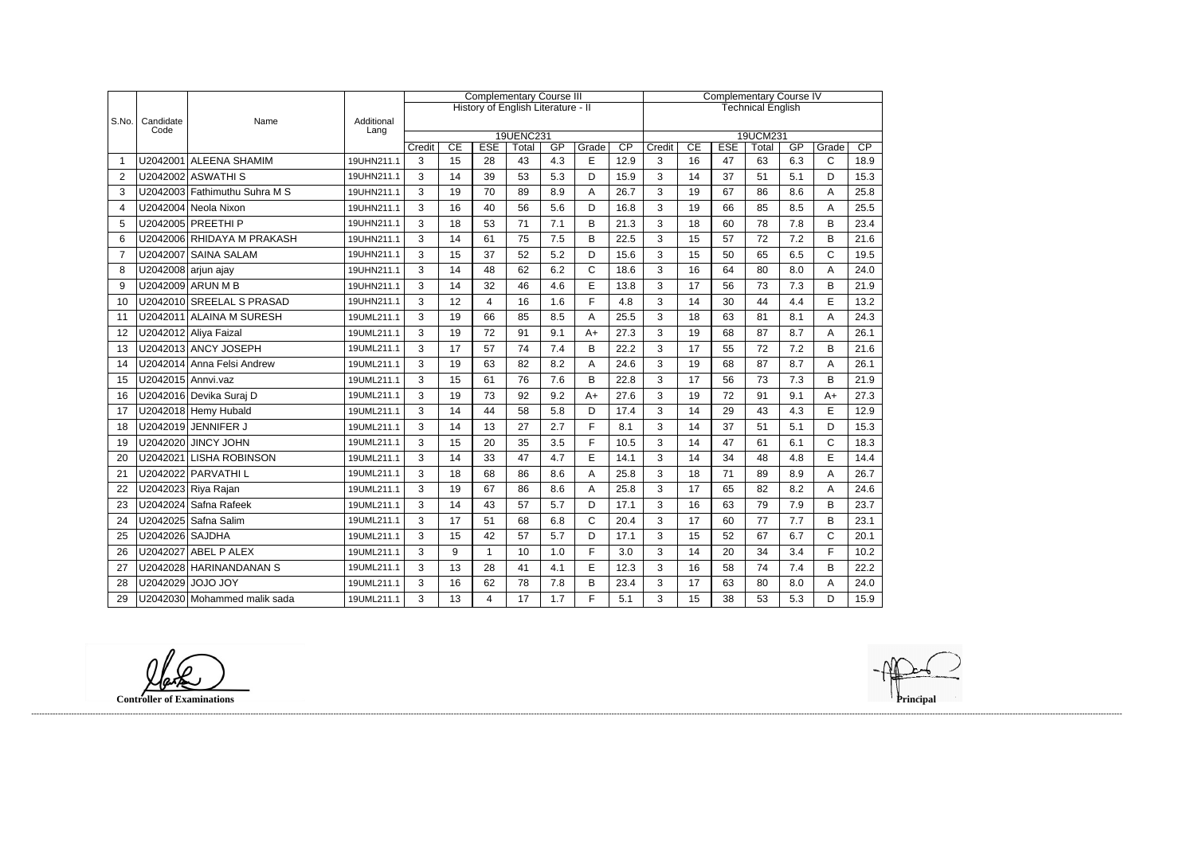| S.No. | Candidate Code | Name | Additional Lang | Complementary Course III | | | | | | | Complementary Course IV | | | | | | |
|---|---|---|---|---|---|---|---|---|---|---|---|---|---|---|---|---|---|
| | | | | History of English Literature - II | | | | | | | Technical English | | | | | | |
| | | | | 19UENC231 | | | | | | | 19UCM231 | | | | | | |
| | | | | Credit | CE | ESE | Total | GP | Grade | CP | Credit | CE | ESE | Total | GP | Grade | CP |
| 1 | U2042001 | ALEENA SHAMIM | 19UHN211.1 | 3 | 15 | 28 | 43 | 4.3 | E | 12.9 | 3 | 16 | 47 | 63 | 6.3 | C | 18.9 |
| 2 | U2042002 | ASWATHI S | 19UHN211.1 | 3 | 14 | 39 | 53 | 5.3 | D | 15.9 | 3 | 14 | 37 | 51 | 5.1 | D | 15.3 |
| 3 | U2042003 | Fathimuthu Suhra M S | 19UHN211.1 | 3 | 19 | 70 | 89 | 8.9 | A | 26.7 | 3 | 19 | 67 | 86 | 8.6 | A | 25.8 |
| 4 | U2042004 | Neola Nixon | 19UHN211.1 | 3 | 16 | 40 | 56 | 5.6 | D | 16.8 | 3 | 19 | 66 | 85 | 8.5 | A | 25.5 |
| 5 | U2042005 | PREETHI P | 19UHN211.1 | 3 | 18 | 53 | 71 | 7.1 | B | 21.3 | 3 | 18 | 60 | 78 | 7.8 | B | 23.4 |
| 6 | U2042006 | RHIDAYA M PRAKASH | 19UHN211.1 | 3 | 14 | 61 | 75 | 7.5 | B | 22.5 | 3 | 15 | 57 | 72 | 7.2 | B | 21.6 |
| 7 | U2042007 | SAINA SALAM | 19UHN211.1 | 3 | 15 | 37 | 52 | 5.2 | D | 15.6 | 3 | 15 | 50 | 65 | 6.5 | C | 19.5 |
| 8 | U2042008 | arjun ajay | 19UHN211.1 | 3 | 14 | 48 | 62 | 6.2 | C | 18.6 | 3 | 16 | 64 | 80 | 8.0 | A | 24.0 |
| 9 | U2042009 | ARUN M B | 19UHN211.1 | 3 | 14 | 32 | 46 | 4.6 | E | 13.8 | 3 | 17 | 56 | 73 | 7.3 | B | 21.9 |
| 10 | U2042010 | SREELAL S PRASAD | 19UHN211.1 | 3 | 12 | 4 | 16 | 1.6 | F | 4.8 | 3 | 14 | 30 | 44 | 4.4 | E | 13.2 |
| 11 | U2042011 | ALAINA M SURESH | 19UML211.1 | 3 | 19 | 66 | 85 | 8.5 | A | 25.5 | 3 | 18 | 63 | 81 | 8.1 | A | 24.3 |
| 12 | U2042012 | Aliya Faizal | 19UML211.1 | 3 | 19 | 72 | 91 | 9.1 | A+ | 27.3 | 3 | 19 | 68 | 87 | 8.7 | A | 26.1 |
| 13 | U2042013 | ANCY JOSEPH | 19UML211.1 | 3 | 17 | 57 | 74 | 7.4 | B | 22.2 | 3 | 17 | 55 | 72 | 7.2 | B | 21.6 |
| 14 | U2042014 | Anna Felsi Andrew | 19UML211.1 | 3 | 19 | 63 | 82 | 8.2 | A | 24.6 | 3 | 19 | 68 | 87 | 8.7 | A | 26.1 |
| 15 | U2042015 | Annvi.vaz | 19UML211.1 | 3 | 15 | 61 | 76 | 7.6 | B | 22.8 | 3 | 17 | 56 | 73 | 7.3 | B | 21.9 |
| 16 | U2042016 | Devika Suraj D | 19UML211.1 | 3 | 19 | 73 | 92 | 9.2 | A+ | 27.6 | 3 | 19 | 72 | 91 | 9.1 | A+ | 27.3 |
| 17 | U2042018 | Hemy Hubald | 19UML211.1 | 3 | 14 | 44 | 58 | 5.8 | D | 17.4 | 3 | 14 | 29 | 43 | 4.3 | E | 12.9 |
| 18 | U2042019 | JENNIFER J | 19UML211.1 | 3 | 14 | 13 | 27 | 2.7 | F | 8.1 | 3 | 14 | 37 | 51 | 5.1 | D | 15.3 |
| 19 | U2042020 | JINCY JOHN | 19UML211.1 | 3 | 15 | 20 | 35 | 3.5 | F | 10.5 | 3 | 14 | 47 | 61 | 6.1 | C | 18.3 |
| 20 | U2042021 | LISHA ROBINSON | 19UML211.1 | 3 | 14 | 33 | 47 | 4.7 | E | 14.1 | 3 | 14 | 34 | 48 | 4.8 | E | 14.4 |
| 21 | U2042022 | PARVATHI L | 19UML211.1 | 3 | 18 | 68 | 86 | 8.6 | A | 25.8 | 3 | 18 | 71 | 89 | 8.9 | A | 26.7 |
| 22 | U2042023 | Riya Rajan | 19UML211.1 | 3 | 19 | 67 | 86 | 8.6 | A | 25.8 | 3 | 17 | 65 | 82 | 8.2 | A | 24.6 |
| 23 | U2042024 | Safna Rafeek | 19UML211.1 | 3 | 14 | 43 | 57 | 5.7 | D | 17.1 | 3 | 16 | 63 | 79 | 7.9 | B | 23.7 |
| 24 | U2042025 | Safna Salim | 19UML211.1 | 3 | 17 | 51 | 68 | 6.8 | C | 20.4 | 3 | 17 | 60 | 77 | 7.7 | B | 23.1 |
| 25 | U2042026 | SAJDHA | 19UML211.1 | 3 | 15 | 42 | 57 | 5.7 | D | 17.1 | 3 | 15 | 52 | 67 | 6.7 | C | 20.1 |
| 26 | U2042027 | ABEL P ALEX | 19UML211.1 | 3 | 9 | 1 | 10 | 1.0 | F | 3.0 | 3 | 14 | 20 | 34 | 3.4 | F | 10.2 |
| 27 | U2042028 | HARINANDANAN S | 19UML211.1 | 3 | 13 | 28 | 41 | 4.1 | E | 12.3 | 3 | 16 | 58 | 74 | 7.4 | B | 22.2 |
| 28 | U2042029 | JOJO JOY | 19UML211.1 | 3 | 16 | 62 | 78 | 7.8 | B | 23.4 | 3 | 17 | 63 | 80 | 8.0 | A | 24.0 |
| 29 | U2042030 | Mohammed malik sada | 19UML211.1 | 3 | 13 | 4 | 17 | 1.7 | F | 5.1 | 3 | 15 | 38 | 53 | 5.3 | D | 15.9 |

**Controller of Examinations** **Principal**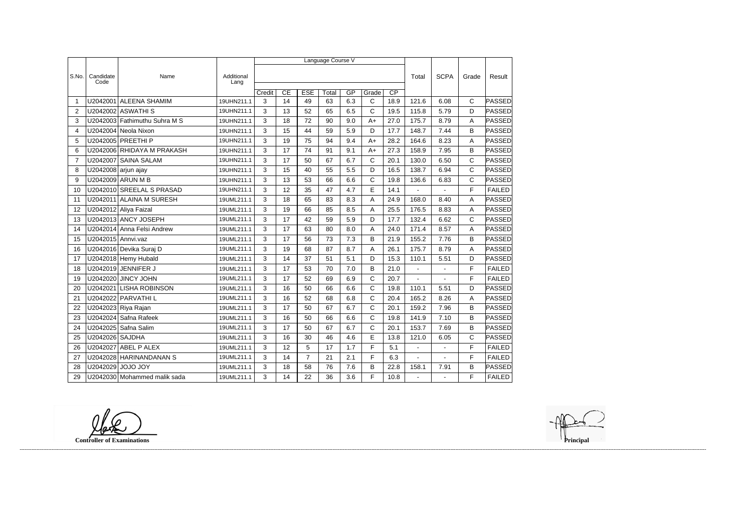| S.No. | Candidate Code | Name | Additional Lang | Language Course V | | | | | | | Total | SCPA | Grade | Result |
|---|---|---|---|---|---|---|---|---|---|---|---|---|---|---|
| | | | | Credit | CE | ESE | Total | GP | Grade | CP | | | | |
| 1 | U2042001 | ALEENA SHAMIM | 19UHN211.1 | 3 | 14 | 49 | 63 | 6.3 | C | 18.9 | 121.6 | 6.08 | C | PASSED |
| 2 | U2042002 | ASWATHI S | 19UHN211.1 | 3 | 13 | 52 | 65 | 6.5 | C | 19.5 | 115.8 | 5.79 | D | PASSED |
| 3 | U2042003 | Fathimuthu Suhra M S | 19UHN211.1 | 3 | 18 | 72 | 90 | 9.0 | A+ | 27.0 | 175.7 | 8.79 | A | PASSED |
| 4 | U2042004 | Neola Nixon | 19UHN211.1 | 3 | 15 | 44 | 59 | 5.9 | D | 17.7 | 148.7 | 7.44 | B | PASSED |
| 5 | U2042005 | PREETHI P | 19UHN211.1 | 3 | 19 | 75 | 94 | 9.4 | A+ | 28.2 | 164.6 | 8.23 | A | PASSED |
| 6 | U2042006 | RHIDAYA M PRAKASH | 19UHN211.1 | 3 | 17 | 74 | 91 | 9.1 | A+ | 27.3 | 158.9 | 7.95 | B | PASSED |
| 7 | U2042007 | SAINA SALAM | 19UHN211.1 | 3 | 17 | 50 | 67 | 6.7 | C | 20.1 | 130.0 | 6.50 | C | PASSED |
| 8 | U2042008 | arjun ajay | 19UHN211.1 | 3 | 15 | 40 | 55 | 5.5 | D | 16.5 | 138.7 | 6.94 | C | PASSED |
| 9 | U2042009 | ARUN M B | 19UHN211.1 | 3 | 13 | 53 | 66 | 6.6 | C | 19.8 | 136.6 | 6.83 | C | PASSED |
| 10 | U2042010 | SREELAL S PRASAD | 19UHN211.1 | 3 | 12 | 35 | 47 | 4.7 | E | 14.1 | - | - | F | FAILED |
| 11 | U2042011 | ALAINA M SURESH | 19UML211.1 | 3 | 18 | 65 | 83 | 8.3 | A | 24.9 | 168.0 | 8.40 | A | PASSED |
| 12 | U2042012 | Aliya Faizal | 19UML211.1 | 3 | 19 | 66 | 85 | 8.5 | A | 25.5 | 176.5 | 8.83 | A | PASSED |
| 13 | U2042013 | ANCY JOSEPH | 19UML211.1 | 3 | 17 | 42 | 59 | 5.9 | D | 17.7 | 132.4 | 6.62 | C | PASSED |
| 14 | U2042014 | Anna Felsi Andrew | 19UML211.1 | 3 | 17 | 63 | 80 | 8.0 | A | 24.0 | 171.4 | 8.57 | A | PASSED |
| 15 | U2042015 | Annvi.vaz | 19UML211.1 | 3 | 17 | 56 | 73 | 7.3 | B | 21.9 | 155.2 | 7.76 | B | PASSED |
| 16 | U2042016 | Devika Suraj D | 19UML211.1 | 3 | 19 | 68 | 87 | 8.7 | A | 26.1 | 175.7 | 8.79 | A | PASSED |
| 17 | U2042018 | Hemy Hubald | 19UML211.1 | 3 | 14 | 37 | 51 | 5.1 | D | 15.3 | 110.1 | 5.51 | D | PASSED |
| 18 | U2042019 | JENNIFER J | 19UML211.1 | 3 | 17 | 53 | 70 | 7.0 | B | 21.0 | - | - | F | FAILED |
| 19 | U2042020 | JINCY JOHN | 19UML211.1 | 3 | 17 | 52 | 69 | 6.9 | C | 20.7 | - | - | F | FAILED |
| 20 | U2042021 | LISHA ROBINSON | 19UML211.1 | 3 | 16 | 50 | 66 | 6.6 | C | 19.8 | 110.1 | 5.51 | D | PASSED |
| 21 | U2042022 | PARVATHI L | 19UML211.1 | 3 | 16 | 52 | 68 | 6.8 | C | 20.4 | 165.2 | 8.26 | A | PASSED |
| 22 | U2042023 | Riya Rajan | 19UML211.1 | 3 | 17 | 50 | 67 | 6.7 | C | 20.1 | 159.2 | 7.96 | B | PASSED |
| 23 | U2042024 | Safna Rafeek | 19UML211.1 | 3 | 16 | 50 | 66 | 6.6 | C | 19.8 | 141.9 | 7.10 | B | PASSED |
| 24 | U2042025 | Safna Salim | 19UML211.1 | 3 | 17 | 50 | 67 | 6.7 | C | 20.1 | 153.7 | 7.69 | B | PASSED |
| 25 | U2042026 | SAJDHA | 19UML211.1 | 3 | 16 | 30 | 46 | 4.6 | E | 13.8 | 121.0 | 6.05 | C | PASSED |
| 26 | U2042027 | ABEL P ALEX | 19UML211.1 | 3 | 12 | 5 | 17 | 1.7 | F | 5.1 | - | - | F | FAILED |
| 27 | U2042028 | HARINANDANAN S | 19UML211.1 | 3 | 14 | 7 | 21 | 2.1 | F | 6.3 | - | - | F | FAILED |
| 28 | U2042029 | JOJO JOY | 19UML211.1 | 3 | 18 | 58 | 76 | 7.6 | B | 22.8 | 158.1 | 7.91 | B | PASSED |
| 29 | U2042030 | Mohammed malik sada | 19UML211.1 | 3 | 14 | 22 | 36 | 3.6 | F | 10.8 | - | - | F | FAILED |

**Controller of Examinations**

**Principal**